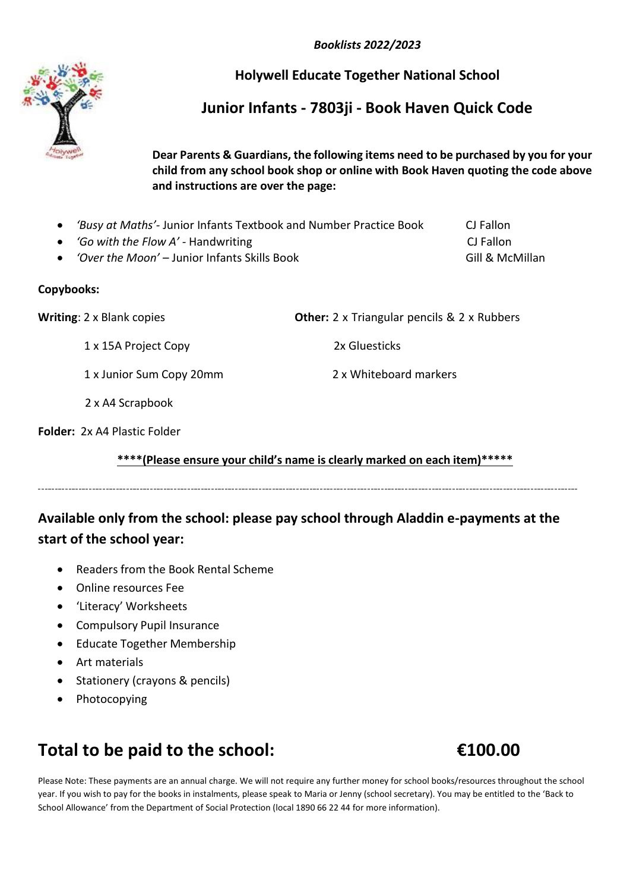*Booklists 2022/2023*

**Holywell Educate Together National School**

## Junior Infants - 7803ji - Book Haven Quick Code

**Dear Parents & Guardians, the following items need to be purchased by you for your child from any school book shop or online with Book Haven quoting the code above and instructions are over the page:**

- *'Busy at Maths'*- Junior Infants Textbook and Number Practice Book — CJ Fallon
- *'Go with the Flow A'* - Handwriting — CJ Fallon
- *'Over the Moon'* – Junior Infants Skills Book — Gill & McMillan

**Copybooks:**

**Writing**: 2 x Blank copies
1 x 15A Project Copy
1 x Junior Sum Copy 20mm
2 x A4 Scrapbook

**Other:** 2 x Triangular pencils & 2 x Rubbers
2x Gluesticks
2 x Whiteboard markers

**Folder:** 2x A4 Plastic Folder

**<u>****(Please ensure your child's name is clearly marked on each item)*****</u>**

---

### Available only from the school: please pay school through Aladdin e-payments at the start of the school year:

- Readers from the Book Rental Scheme
- Online resources Fee
- 'Literacy' Worksheets
- Compulsory Pupil Insurance
- Educate Together Membership
- Art materials
- Stationery (crayons & pencils)
- Photocopying

## Total to be paid to the school: €100.00

Please Note: These payments are an annual charge. We will not require any further money for school books/resources throughout the school year. If you wish to pay for the books in instalments, please speak to Maria or Jenny (school secretary). You may be entitled to the 'Back to School Allowance' from the Department of Social Protection (local 1890 66 22 44 for more information).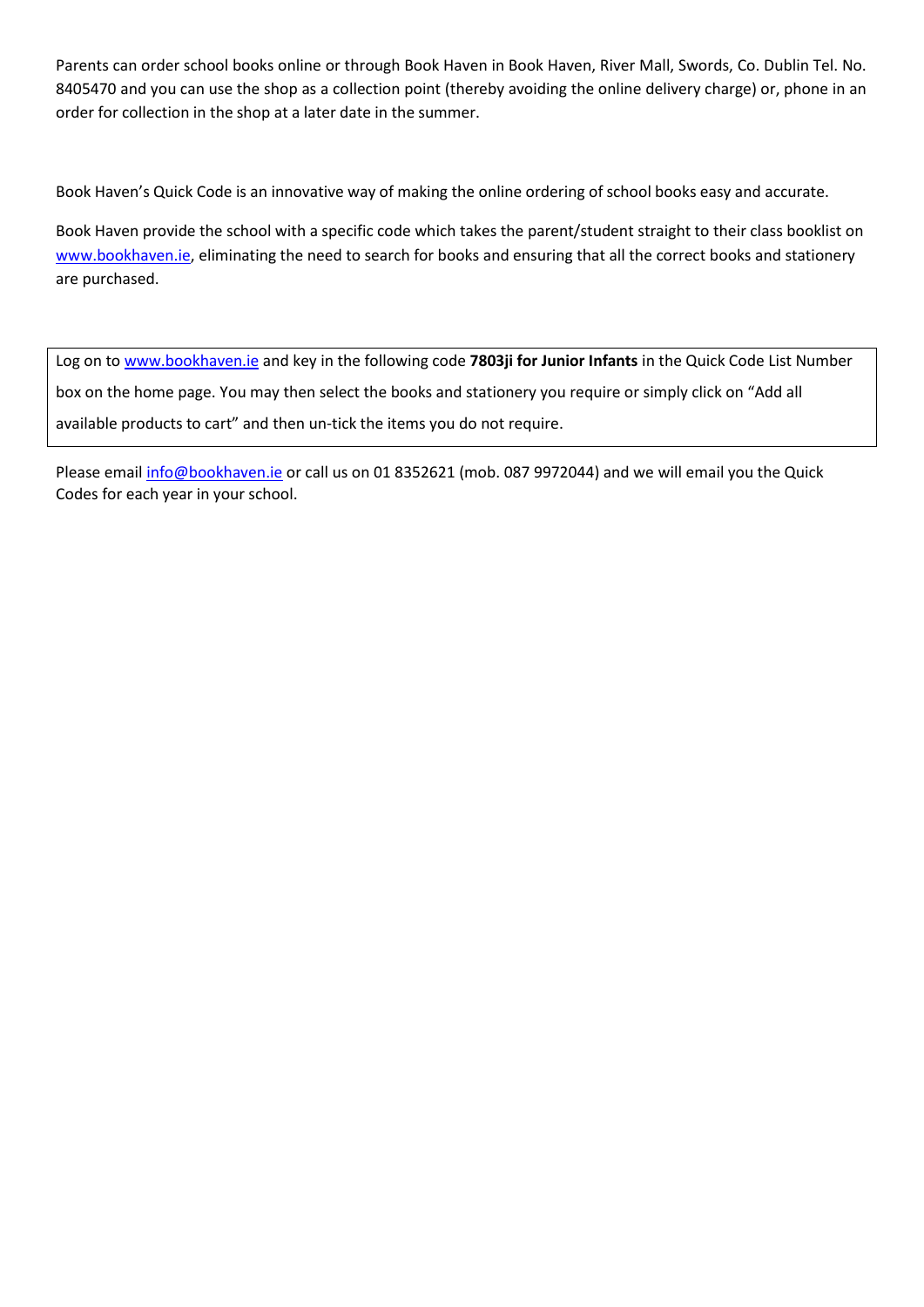Parents can order school books online or through Book Haven in Book Haven, River Mall, Swords, Co. Dublin Tel. No. 8405470 and you can use the shop as a collection point (thereby avoiding the online delivery charge) or, phone in an order for collection in the shop at a later date in the summer.

Book Haven's Quick Code is an innovative way of making the online ordering of school books easy and accurate.

Book Haven provide the school with a specific code which takes the parent/student straight to their class booklist on www.bookhaven.ie, eliminating the need to search for books and ensuring that all the correct books and stationery are purchased.

Log on to www.bookhaven.ie and key in the following code **7803ji for Junior Infants** in the Quick Code List Number box on the home page. You may then select the books and stationery you require or simply click on "Add all available products to cart" and then un-tick the items you do not require.

Please email info@bookhaven.ie or call us on 01 8352621 (mob. 087 9972044) and we will email you the Quick Codes for each year in your school.